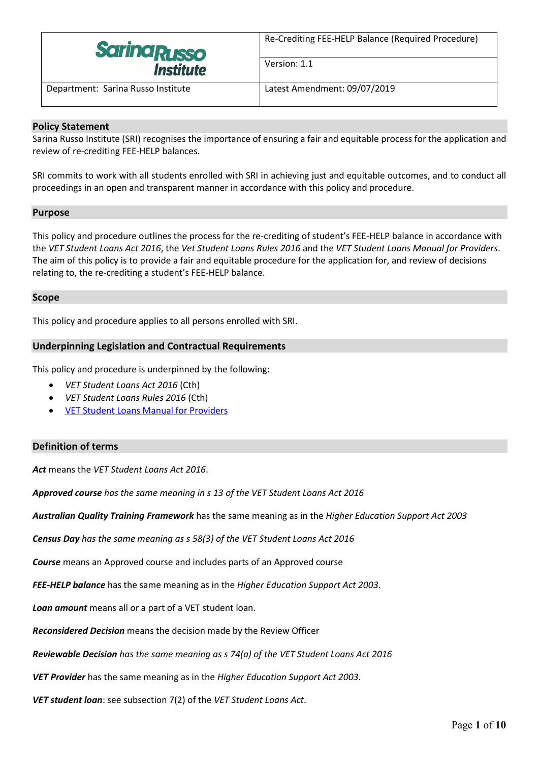| | |
|---|---|
| Sarina Russo Institute | Re-Crediting FEE-HELP Balance (Required Procedure) |
| | Version: 1.1 |
| Department: Sarina Russo Institute | Latest Amendment: 09/07/2019 |

## Policy Statement

Sarina Russo Institute (SRI) recognises the importance of ensuring a fair and equitable process for the application and review of re-crediting FEE-HELP balances.

SRI commits to work with all students enrolled with SRI in achieving just and equitable outcomes, and to conduct all proceedings in an open and transparent manner in accordance with this policy and procedure.

## Purpose

This policy and procedure outlines the process for the re-crediting of student's FEE-HELP balance in accordance with the *VET Student Loans Act 2016*, the *Vet Student Loans Rules 2016* and the *VET Student Loans Manual for Providers*. The aim of this policy is to provide a fair and equitable procedure for the application for, and review of decisions relating to, the re-crediting a student's FEE-HELP balance.

## Scope

This policy and procedure applies to all persons enrolled with SRI.

## Underpinning Legislation and Contractual Requirements

This policy and procedure is underpinned by the following:

- *VET Student Loans Act 2016* (Cth)
- *VET Student Loans Rules 2016* (Cth)
- VET Student Loans Manual for Providers

## Definition of terms

***Act*** means the *VET Student Loans Act 2016*.

***Approved course** has the same meaning in s 13 of the VET Student Loans Act 2016*

***Australian Quality Training Framework*** has the same meaning as in the *Higher Education Support Act 2003*

***Census Day** has the same meaning as s 58(3) of the VET Student Loans Act 2016*

***Course*** means an Approved course and includes parts of an Approved course

***FEE-HELP balance*** has the same meaning as in the *Higher Education Support Act 2003*.

***Loan amount*** means all or a part of a VET student loan.

***Reconsidered Decision*** means the decision made by the Review Officer

***Reviewable Decision** has the same meaning as s 74(a) of the VET Student Loans Act 2016*

***VET Provider*** has the same meaning as in the *Higher Education Support Act 2003*.

***VET student loan***: see subsection 7(2) of the *VET Student Loans Act*.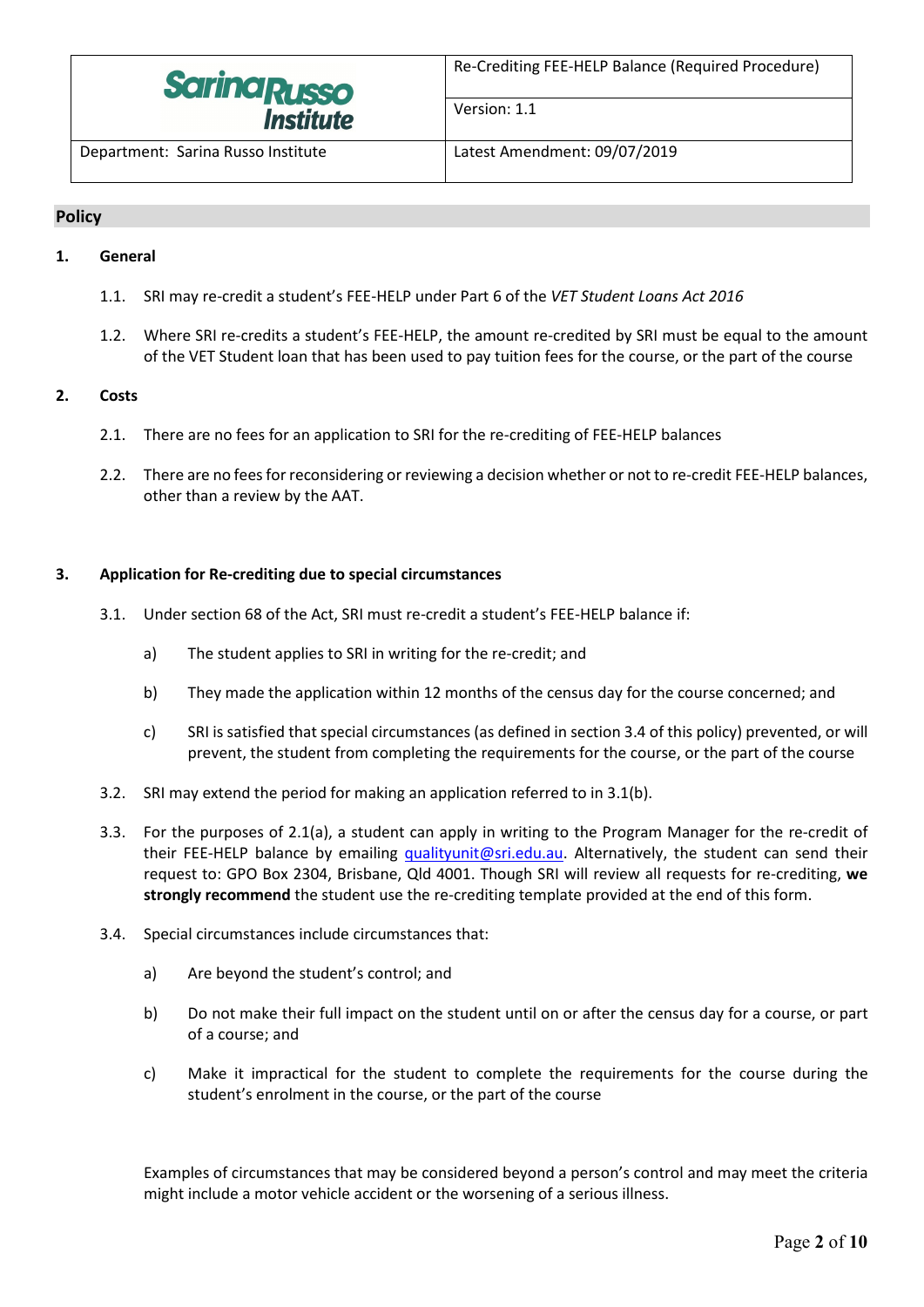| | |
|---|---|
| Sarina Russo Institute | Re-Crediting FEE-HELP Balance (Required Procedure) |
| | Version: 1.1 |
| Department: Sarina Russo Institute | Latest Amendment: 09/07/2019 |

## Policy

### 1. General

1.1. SRI may re-credit a student's FEE-HELP under Part 6 of the *VET Student Loans Act 2016*

1.2. Where SRI re-credits a student's FEE-HELP, the amount re-credited by SRI must be equal to the amount of the VET Student loan that has been used to pay tuition fees for the course, or the part of the course

### 2. Costs

2.1. There are no fees for an application to SRI for the re-crediting of FEE-HELP balances

2.2. There are no fees for reconsidering or reviewing a decision whether or not to re-credit FEE-HELP balances, other than a review by the AAT.

### 3. Application for Re-crediting due to special circumstances

3.1. Under section 68 of the Act, SRI must re-credit a student's FEE-HELP balance if:

a) The student applies to SRI in writing for the re-credit; and

b) They made the application within 12 months of the census day for the course concerned; and

c) SRI is satisfied that special circumstances (as defined in section 3.4 of this policy) prevented, or will prevent, the student from completing the requirements for the course, or the part of the course

3.2. SRI may extend the period for making an application referred to in 3.1(b).

3.3. For the purposes of 2.1(a), a student can apply in writing to the Program Manager for the re-credit of their FEE-HELP balance by emailing qualityunit@sri.edu.au. Alternatively, the student can send their request to: GPO Box 2304, Brisbane, Qld 4001. Though SRI will review all requests for re-crediting, **we strongly recommend** the student use the re-crediting template provided at the end of this form.

3.4. Special circumstances include circumstances that:

a) Are beyond the student's control; and

b) Do not make their full impact on the student until on or after the census day for a course, or part of a course; and

c) Make it impractical for the student to complete the requirements for the course during the student's enrolment in the course, or the part of the course

Examples of circumstances that may be considered beyond a person's control and may meet the criteria might include a motor vehicle accident or the worsening of a serious illness.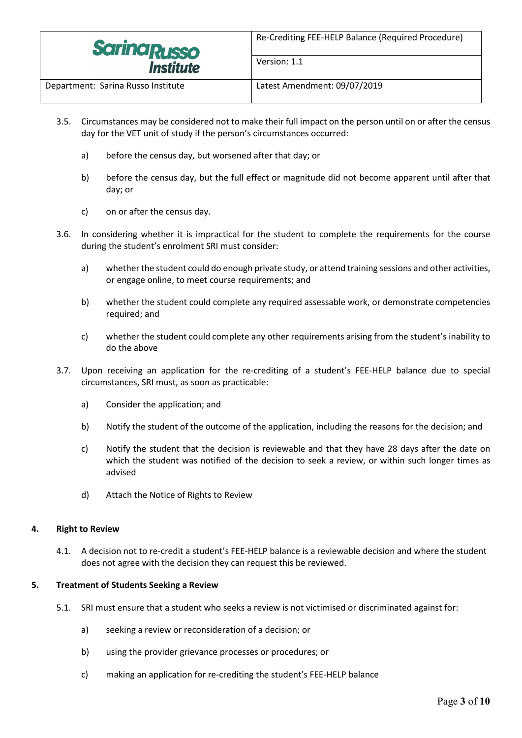3.5. Circumstances may be considered not to make their full impact on the person until on or after the census day for the VET unit of study if the person's circumstances occurred:

a) before the census day, but worsened after that day; or

b) before the census day, but the full effect or magnitude did not become apparent until after that day; or

c) on or after the census day.

3.6. In considering whether it is impractical for the student to complete the requirements for the course during the student's enrolment SRI must consider:

a) whether the student could do enough private study, or attend training sessions and other activities, or engage online, to meet course requirements; and

b) whether the student could complete any required assessable work, or demonstrate competencies required; and

c) whether the student could complete any other requirements arising from the student's inability to do the above

3.7. Upon receiving an application for the re-crediting of a student's FEE-HELP balance due to special circumstances, SRI must, as soon as practicable:

a) Consider the application; and

b) Notify the student of the outcome of the application, including the reasons for the decision; and

c) Notify the student that the decision is reviewable and that they have 28 days after the date on which the student was notified of the decision to seek a review, or within such longer times as advised

d) Attach the Notice of Rights to Review

## 4. Right to Review

4.1. A decision not to re-credit a student's FEE-HELP balance is a reviewable decision and where the student does not agree with the decision they can request this be reviewed.

## 5. Treatment of Students Seeking a Review

5.1. SRI must ensure that a student who seeks a review is not victimised or discriminated against for:

a) seeking a review or reconsideration of a decision; or

b) using the provider grievance processes or procedures; or

c) making an application for re-crediting the student's FEE-HELP balance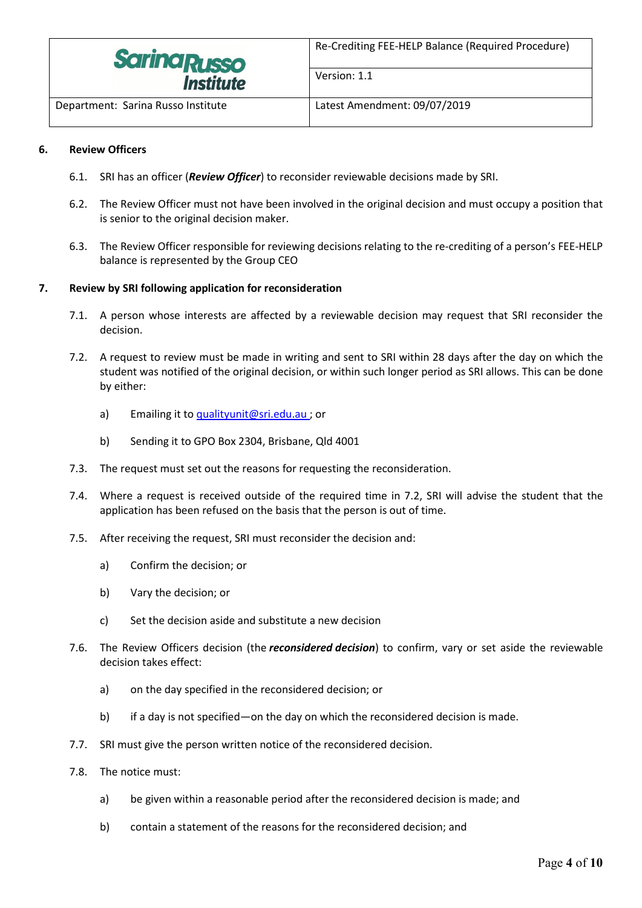## 6. Review Officers

6.1. SRI has an officer (***Review Officer***) to reconsider reviewable decisions made by SRI.

6.2. The Review Officer must not have been involved in the original decision and must occupy a position that is senior to the original decision maker.

6.3. The Review Officer responsible for reviewing decisions relating to the re-crediting of a person's FEE-HELP balance is represented by the Group CEO

## 7. Review by SRI following application for reconsideration

7.1. A person whose interests are affected by a reviewable decision may request that SRI reconsider the decision.

7.2. A request to review must be made in writing and sent to SRI within 28 days after the day on which the student was notified of the original decision, or within such longer period as SRI allows. This can be done by either:

a) Emailing it to qualityunit@sri.edu.au ; or

b) Sending it to GPO Box 2304, Brisbane, Qld 4001

7.3. The request must set out the reasons for requesting the reconsideration.

7.4. Where a request is received outside of the required time in 7.2, SRI will advise the student that the application has been refused on the basis that the person is out of time.

7.5. After receiving the request, SRI must reconsider the decision and:

a) Confirm the decision; or

b) Vary the decision; or

c) Set the decision aside and substitute a new decision

7.6. The Review Officers decision (the ***reconsidered decision***) to confirm, vary or set aside the reviewable decision takes effect:

a) on the day specified in the reconsidered decision; or

b) if a day is not specified—on the day on which the reconsidered decision is made.

7.7. SRI must give the person written notice of the reconsidered decision.

7.8. The notice must:

a) be given within a reasonable period after the reconsidered decision is made; and

b) contain a statement of the reasons for the reconsidered decision; and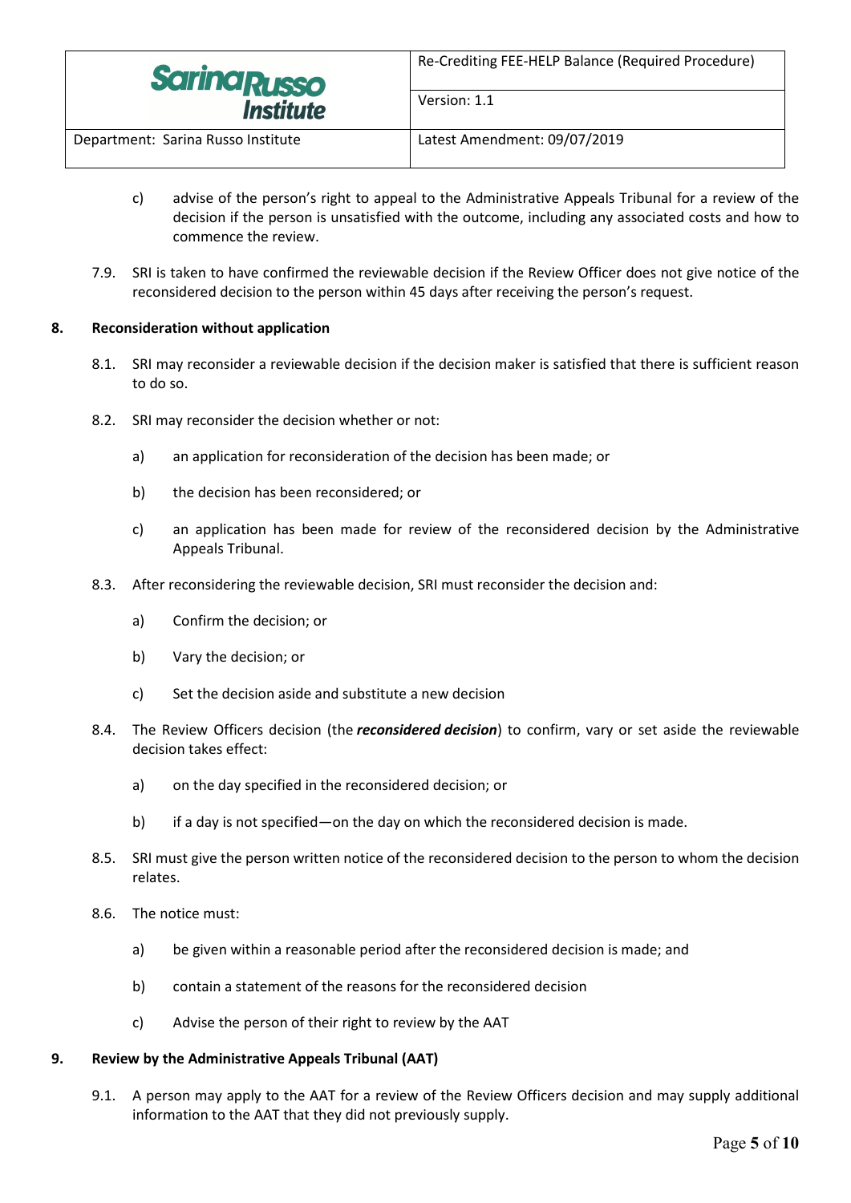c) advise of the person's right to appeal to the Administrative Appeals Tribunal for a review of the decision if the person is unsatisfied with the outcome, including any associated costs and how to commence the review.

7.9. SRI is taken to have confirmed the reviewable decision if the Review Officer does not give notice of the reconsidered decision to the person within 45 days after receiving the person's request.

## 8. Reconsideration without application

8.1. SRI may reconsider a reviewable decision if the decision maker is satisfied that there is sufficient reason to do so.

8.2. SRI may reconsider the decision whether or not:

a) an application for reconsideration of the decision has been made; or

b) the decision has been reconsidered; or

c) an application has been made for review of the reconsidered decision by the Administrative Appeals Tribunal.

8.3. After reconsidering the reviewable decision, SRI must reconsider the decision and:

a) Confirm the decision; or

b) Vary the decision; or

c) Set the decision aside and substitute a new decision

8.4. The Review Officers decision (the ***reconsidered decision***) to confirm, vary or set aside the reviewable decision takes effect:

a) on the day specified in the reconsidered decision; or

b) if a day is not specified—on the day on which the reconsidered decision is made.

8.5. SRI must give the person written notice of the reconsidered decision to the person to whom the decision relates.

8.6. The notice must:

a) be given within a reasonable period after the reconsidered decision is made; and

b) contain a statement of the reasons for the reconsidered decision

c) Advise the person of their right to review by the AAT

## 9. Review by the Administrative Appeals Tribunal (AAT)

9.1. A person may apply to the AAT for a review of the Review Officers decision and may supply additional information to the AAT that they did not previously supply.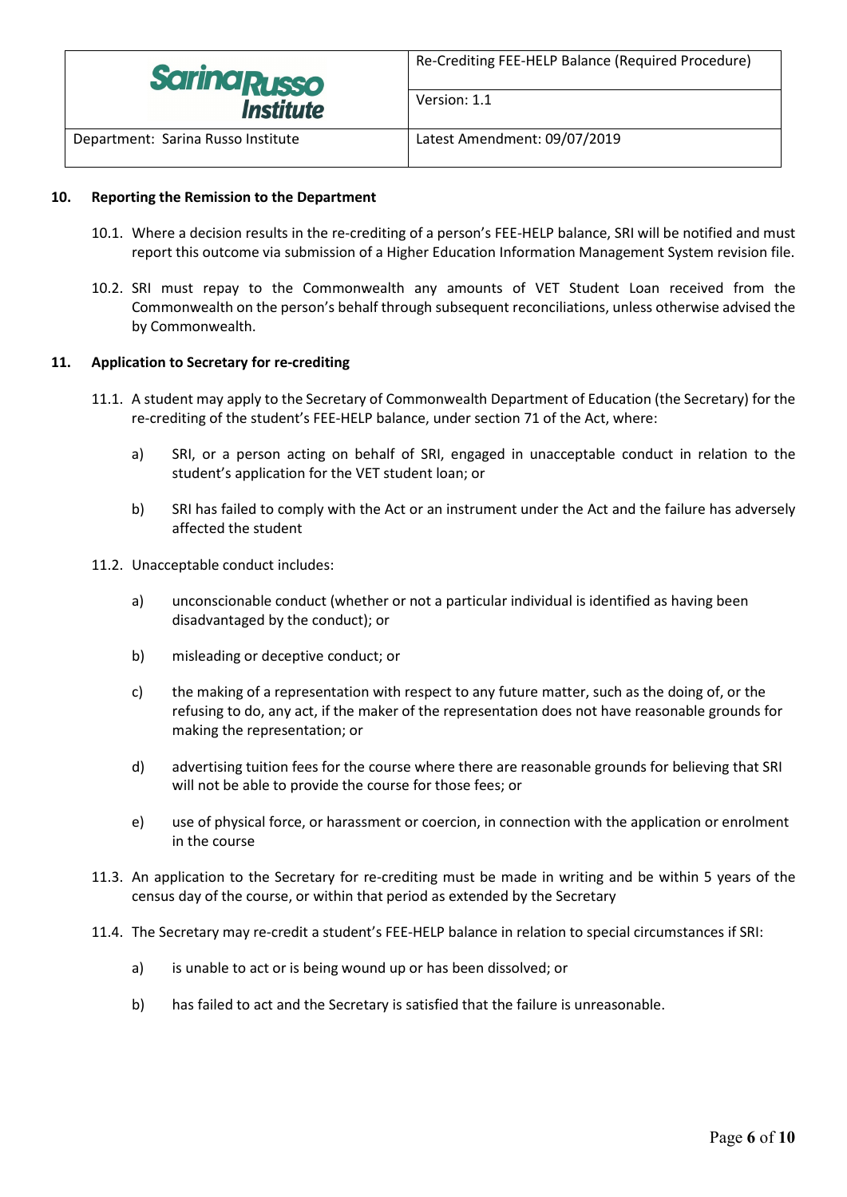## 10. Reporting the Remission to the Department

10.1. Where a decision results in the re-crediting of a person's FEE-HELP balance, SRI will be notified and must report this outcome via submission of a Higher Education Information Management System revision file.

10.2. SRI must repay to the Commonwealth any amounts of VET Student Loan received from the Commonwealth on the person's behalf through subsequent reconciliations, unless otherwise advised the by Commonwealth.

## 11. Application to Secretary for re-crediting

11.1. A student may apply to the Secretary of Commonwealth Department of Education (the Secretary) for the re-crediting of the student's FEE-HELP balance, under section 71 of the Act, where:

a) SRI, or a person acting on behalf of SRI, engaged in unacceptable conduct in relation to the student's application for the VET student loan; or

b) SRI has failed to comply with the Act or an instrument under the Act and the failure has adversely affected the student

11.2. Unacceptable conduct includes:

a) unconscionable conduct (whether or not a particular individual is identified as having been disadvantaged by the conduct); or

b) misleading or deceptive conduct; or

c) the making of a representation with respect to any future matter, such as the doing of, or the refusing to do, any act, if the maker of the representation does not have reasonable grounds for making the representation; or

d) advertising tuition fees for the course where there are reasonable grounds for believing that SRI will not be able to provide the course for those fees; or

e) use of physical force, or harassment or coercion, in connection with the application or enrolment in the course

11.3. An application to the Secretary for re-crediting must be made in writing and be within 5 years of the census day of the course, or within that period as extended by the Secretary

11.4. The Secretary may re-credit a student's FEE-HELP balance in relation to special circumstances if SRI:

a) is unable to act or is being wound up or has been dissolved; or

b) has failed to act and the Secretary is satisfied that the failure is unreasonable.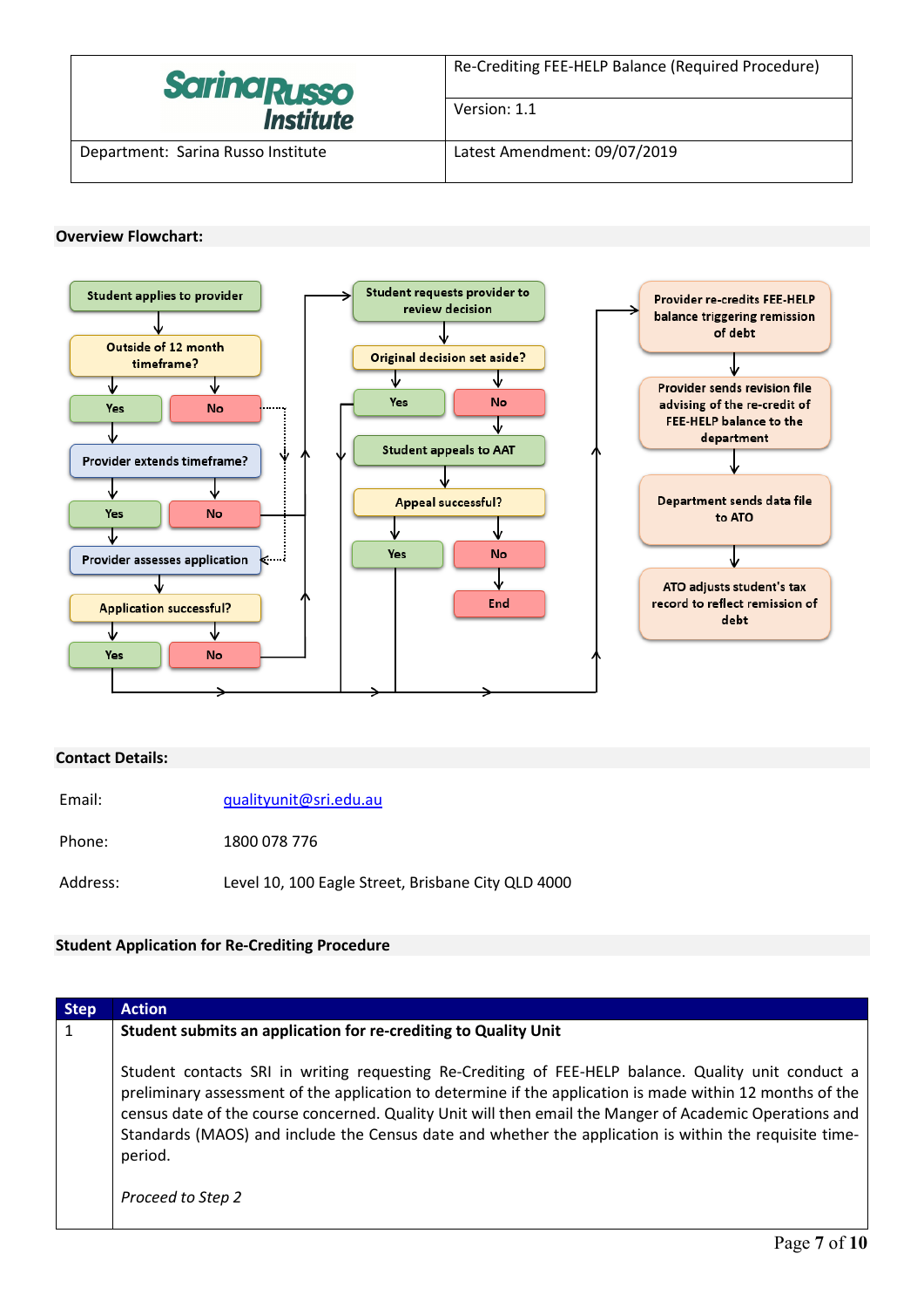| | |
|---|---|
| Sarina Russo Institute | Re-Crediting FEE-HELP Balance (Required Procedure) |
| | Version: 1.1 |
| Department: Sarina Russo Institute | Latest Amendment: 09/07/2019 |

## Overview Flowchart:

Student applies to provider

Outside of 12 month timeframe?

Yes

No

Provider extends timeframe?

Yes

No

Provider assesses application

Application successful?

Yes

No

Student requests provider to review decision

Original decision set aside?

Yes

No

Student appeals to AAT

Appeal successful?

Yes

No

End

Provider re-credits FEE-HELP balance triggering remission of debt

Provider sends revision file advising of the re-credit of FEE-HELP balance to the department

Department sends data file to ATO

ATO adjusts student's tax record to reflect remission of debt

## Contact Details:

Email: qualityunit@sri.edu.au

Phone: 1800 078 776

Address: Level 10, 100 Eagle Street, Brisbane City QLD 4000

## Student Application for Re-Crediting Procedure

| Step | Action |
|---|---|
| 1 | **Student submits an application for re-crediting to Quality Unit**<br><br>Student contacts SRI in writing requesting Re-Crediting of FEE-HELP balance. Quality unit conduct a preliminary assessment of the application to determine if the application is made within 12 months of the census date of the course concerned. Quality Unit will then email the Manger of Academic Operations and Standards (MAOS) and include the Census date and whether the application is within the requisite time-period.<br><br>*Proceed to Step 2* |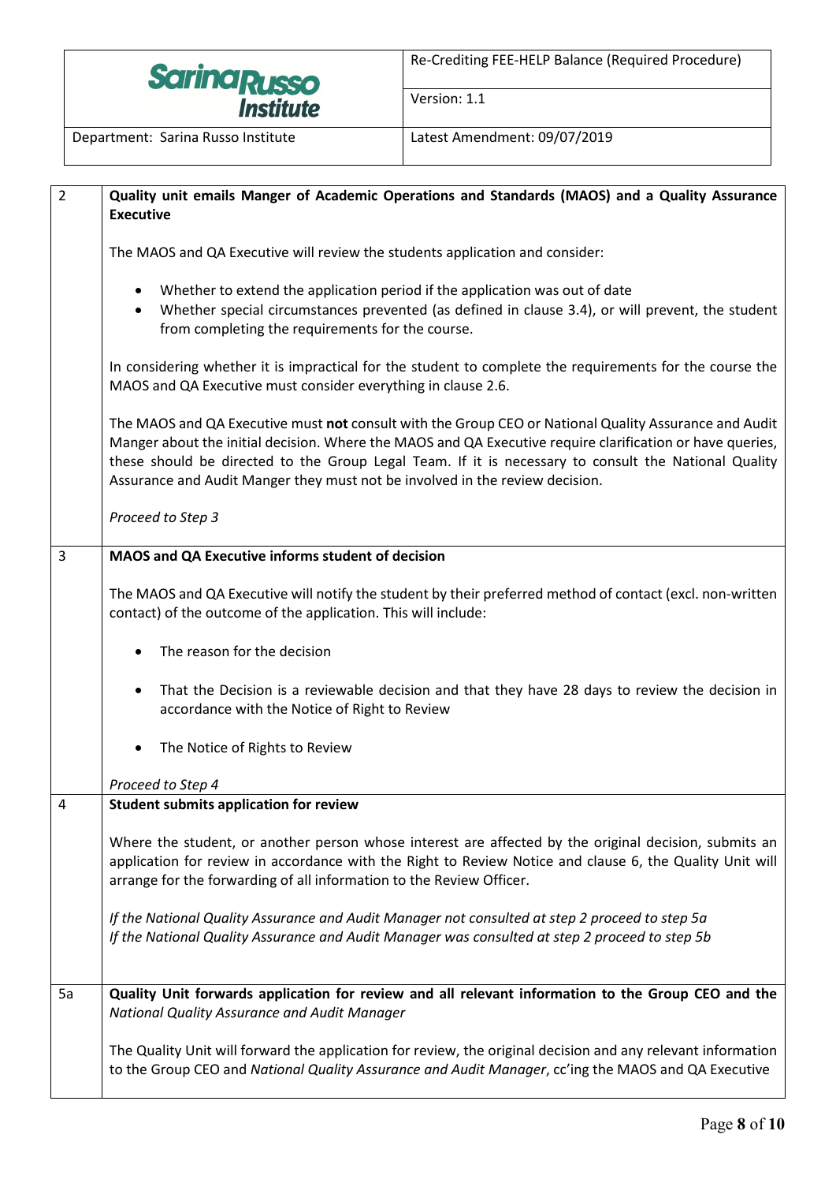| | |
|---|---|
| 2 | **Quality unit emails Manger of Academic Operations and Standards (MAOS) and a Quality Assurance Executive**<br><br>The MAOS and QA Executive will review the students application and consider:<br><br>• Whether to extend the application period if the application was out of date<br>• Whether special circumstances prevented (as defined in clause 3.4), or will prevent, the student from completing the requirements for the course.<br><br>In considering whether it is impractical for the student to complete the requirements for the course the MAOS and QA Executive must consider everything in clause 2.6.<br><br>The MAOS and QA Executive must **not** consult with the Group CEO or National Quality Assurance and Audit Manger about the initial decision. Where the MAOS and QA Executive require clarification or have queries, these should be directed to the Group Legal Team. If it is necessary to consult the National Quality Assurance and Audit Manger they must not be involved in the review decision.<br><br>*Proceed to Step 3* |
| 3 | **MAOS and QA Executive informs student of decision**<br><br>The MAOS and QA Executive will notify the student by their preferred method of contact (excl. non-written contact) of the outcome of the application. This will include:<br><br>• The reason for the decision<br>• That the Decision is a reviewable decision and that they have 28 days to review the decision in accordance with the Notice of Right to Review<br>• The Notice of Rights to Review<br><br>*Proceed to Step 4* |
| 4 | **Student submits application for review**<br><br>Where the student, or another person whose interest are affected by the original decision, submits an application for review in accordance with the Right to Review Notice and clause 6, the Quality Unit will arrange for the forwarding of all information to the Review Officer.<br><br>*If the National Quality Assurance and Audit Manager not consulted at step 2 proceed to step 5a*<br>*If the National Quality Assurance and Audit Manager was consulted at step 2 proceed to step 5b* |
| 5a | **Quality Unit forwards application for review and all relevant information to the Group CEO and the *National Quality Assurance and Audit Manager***<br><br>The Quality Unit will forward the application for review, the original decision and any relevant information to the Group CEO and *National Quality Assurance and Audit Manager*, cc'ing the MAOS and QA Executive |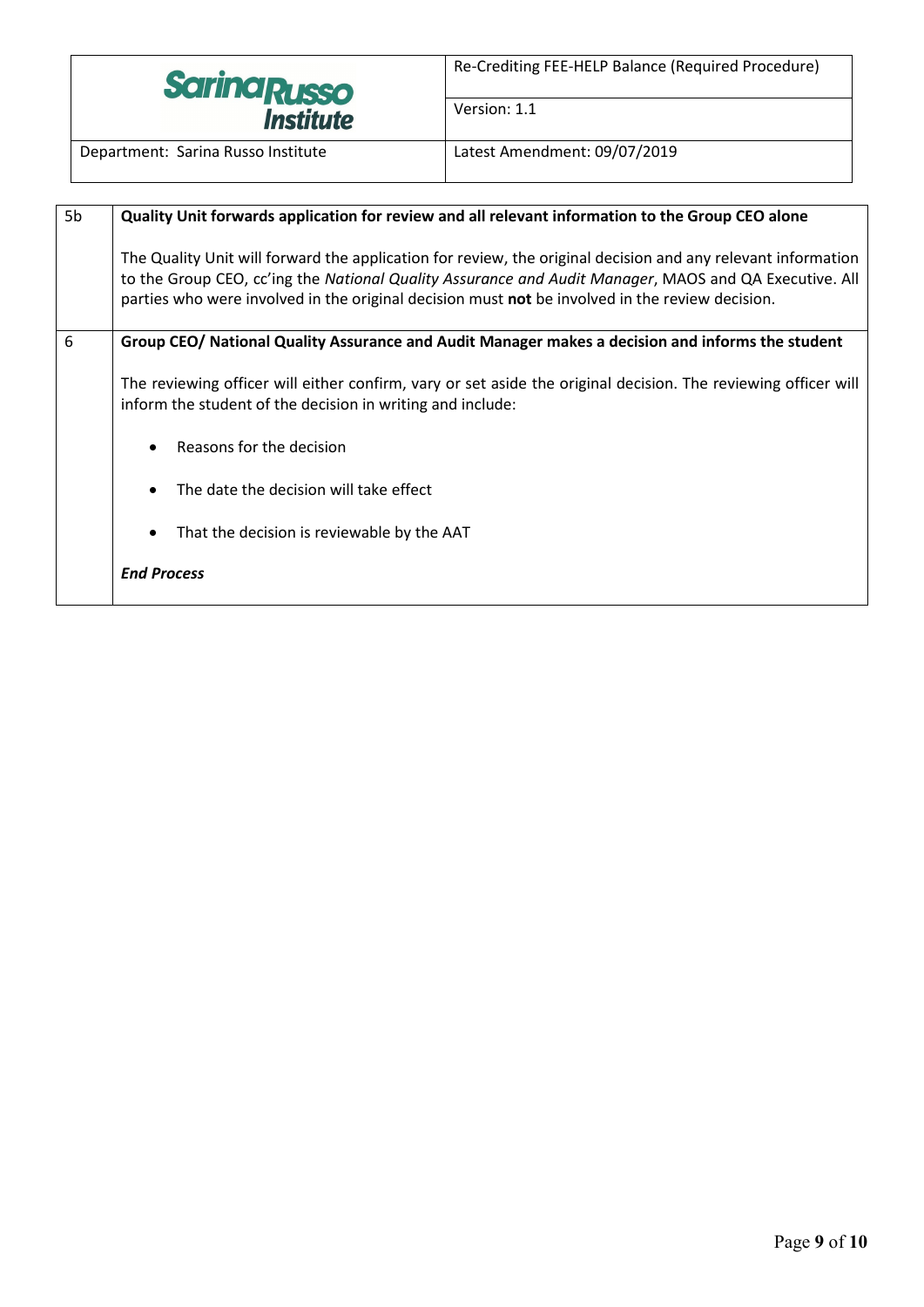| | |
|---|---|
| 5b | **Quality Unit forwards application for review and all relevant information to the Group CEO alone**<br><br>The Quality Unit will forward the application for review, the original decision and any relevant information to the Group CEO, cc'ing the *National Quality Assurance and Audit Manager*, MAOS and QA Executive. All parties who were involved in the original decision must **not** be involved in the review decision. |
| 6 | **Group CEO/ National Quality Assurance and Audit Manager makes a decision and informs the student**<br><br>The reviewing officer will either confirm, vary or set aside the original decision. The reviewing officer will inform the student of the decision in writing and include:<br><br>• Reasons for the decision<br><br>• The date the decision will take effect<br><br>• That the decision is reviewable by the AAT<br><br>***End Process*** |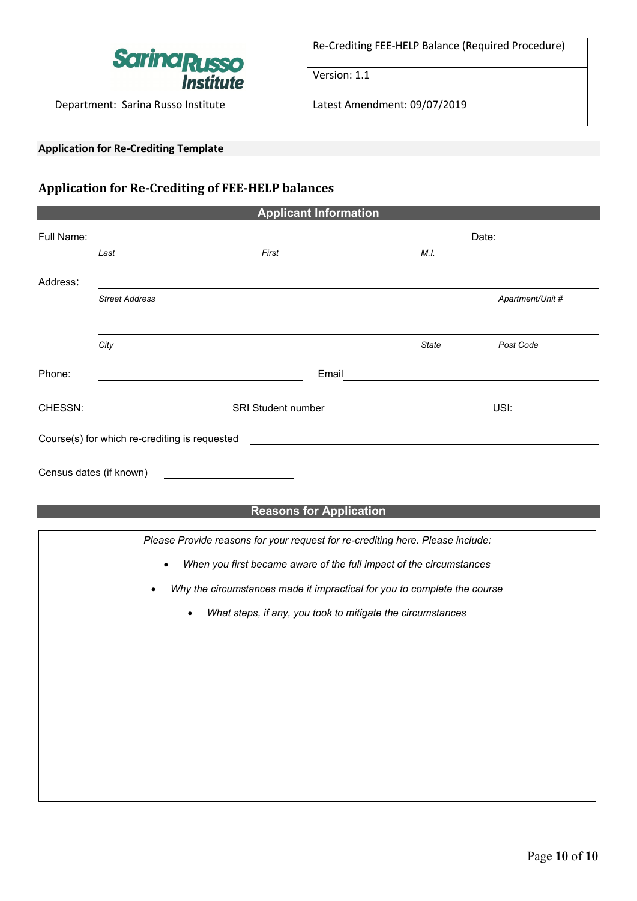| Sarina Russo Institute | Re-Crediting FEE-HELP Balance (Required Procedure) |
| --- | --- |
| | Version: 1.1 |
| Department: Sarina Russo Institute | Latest Amendment: 09/07/2019 |

**Application for Re-Crediting Template**

## Application for Re-Crediting of FEE-HELP balances

### Applicant Information

Full Name: ______________________________________________ Date: ______________

*Last* *First* *M.I.*

Address: ______________________________________________________________

*Street Address* *Apartment/Unit #*

______________________________________________________________

*City* *State* *Post Code*

Phone: ______________________ Email ______________________

CHESSN: ______________ SRI Student number ______________ USI: ______________

Course(s) for which re-crediting is requested ______________________________

Census dates (if known) ______________

### Reasons for Application

*Please Provide reasons for your request for re-crediting here. Please include:*

- *When you first became aware of the full impact of the circumstances*
- *Why the circumstances made it impractical for you to complete the course*
- *What steps, if any, you took to mitigate the circumstances*